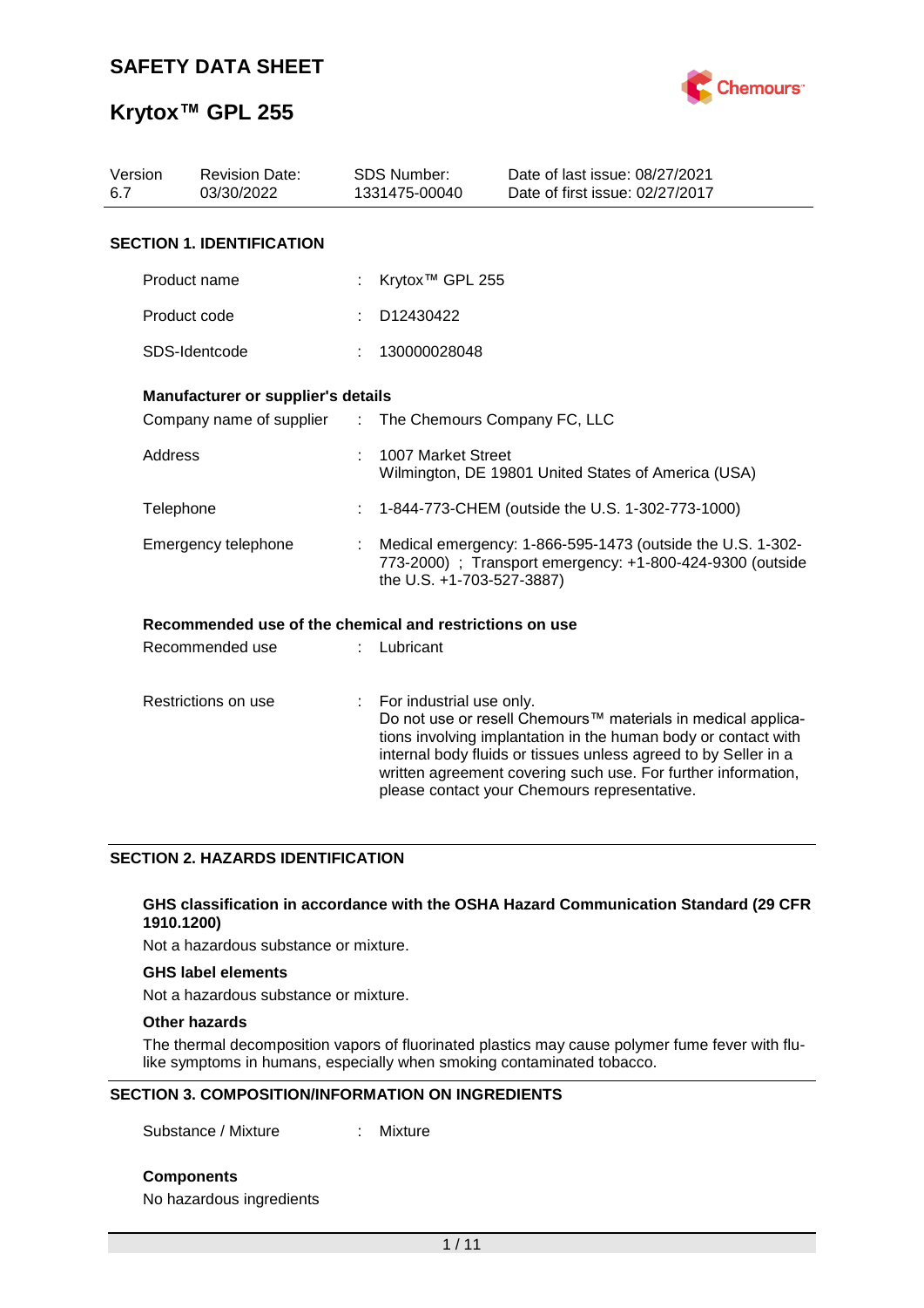# SAFETY DATA SHEET

# Krytox™ GPL 255

| Version | Revision Date: | SDS Number: | Date of last issue: 08/27/2021 |
|---|---|---|---|
| 6.7 | 03/30/2022 | 1331475-00040 | Date of first issue: 02/27/2017 |

## SECTION 1. IDENTIFICATION

Product name : Krytox™ GPL 255

Product code : D12430422

SDS-Identcode : 130000028048

**Manufacturer or supplier's details**

Company name of supplier : The Chemours Company FC, LLC

Address : 1007 Market Street
Wilmington, DE 19801 United States of America (USA)

Telephone : 1-844-773-CHEM (outside the U.S. 1-302-773-1000)

Emergency telephone : Medical emergency: 1-866-595-1473 (outside the U.S. 1-302-773-2000) ; Transport emergency: +1-800-424-9300 (outside the U.S. +1-703-527-3887)

**Recommended use of the chemical and restrictions on use**

Recommended use : Lubricant

Restrictions on use : For industrial use only.
Do not use or resell Chemours™ materials in medical applications involving implantation in the human body or contact with internal body fluids or tissues unless agreed to by Seller in a written agreement covering such use. For further information, please contact your Chemours representative.

## SECTION 2. HAZARDS IDENTIFICATION

**GHS classification in accordance with the OSHA Hazard Communication Standard (29 CFR 1910.1200)**

Not a hazardous substance or mixture.

**GHS label elements**

Not a hazardous substance or mixture.

**Other hazards**

The thermal decomposition vapors of fluorinated plastics may cause polymer fume fever with flu-like symptoms in humans, especially when smoking contaminated tobacco.

## SECTION 3. COMPOSITION/INFORMATION ON INGREDIENTS

Substance / Mixture : Mixture

**Components**

No hazardous ingredients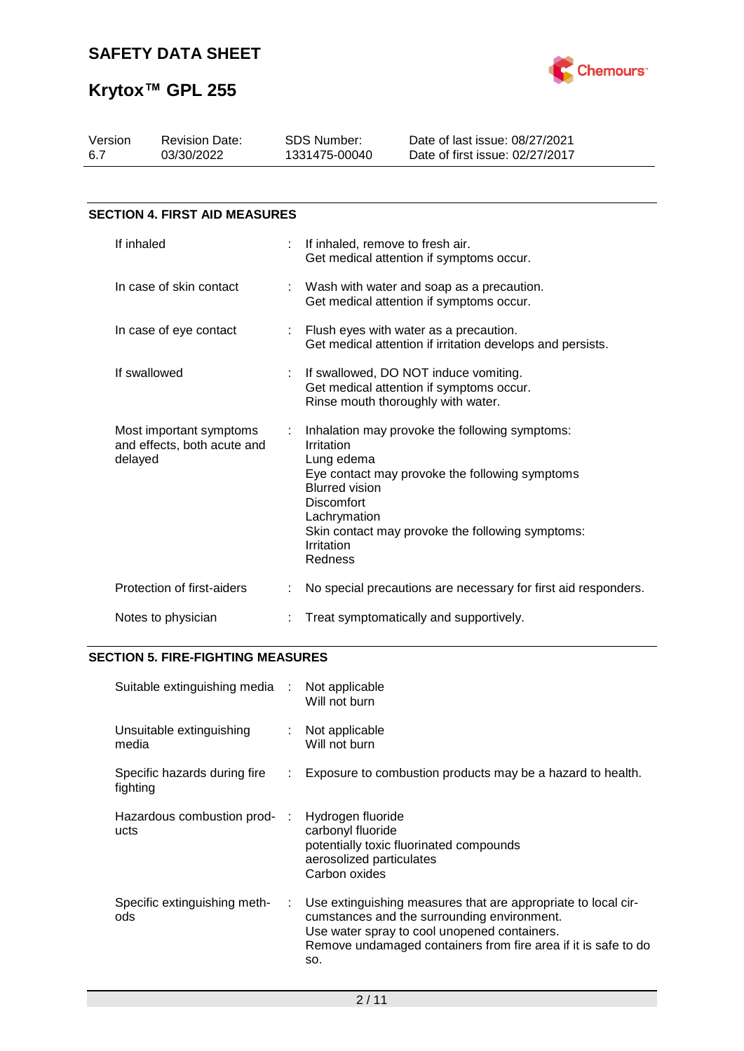## SECTION 4. FIRST AID MEASURES

| | |
|---|---|
| If inhaled | If inhaled, remove to fresh air.<br>Get medical attention if symptoms occur. |
| In case of skin contact | Wash with water and soap as a precaution.<br>Get medical attention if symptoms occur. |
| In case of eye contact | Flush eyes with water as a precaution.<br>Get medical attention if irritation develops and persists. |
| If swallowed | If swallowed, DO NOT induce vomiting.<br>Get medical attention if symptoms occur.<br>Rinse mouth thoroughly with water. |
| Most important symptoms and effects, both acute and delayed | Inhalation may provoke the following symptoms:<br>Irritation<br>Lung edema<br>Eye contact may provoke the following symptoms<br>Blurred vision<br>Discomfort<br>Lachrymation<br>Skin contact may provoke the following symptoms:<br>Irritation<br>Redness |
| Protection of first-aiders | No special precautions are necessary for first aid responders. |
| Notes to physician | Treat symptomatically and supportively. |

## SECTION 5. FIRE-FIGHTING MEASURES

| | |
|---|---|
| Suitable extinguishing media | Not applicable<br>Will not burn |
| Unsuitable extinguishing media | Not applicable<br>Will not burn |
| Specific hazards during fire fighting | Exposure to combustion products may be a hazard to health. |
| Hazardous combustion products | Hydrogen fluoride<br>carbonyl fluoride<br>potentially toxic fluorinated compounds<br>aerosolized particulates<br>Carbon oxides |
| Specific extinguishing methods | Use extinguishing measures that are appropriate to local circumstances and the surrounding environment.<br>Use water spray to cool unopened containers.<br>Remove undamaged containers from fire area if it is safe to do so. |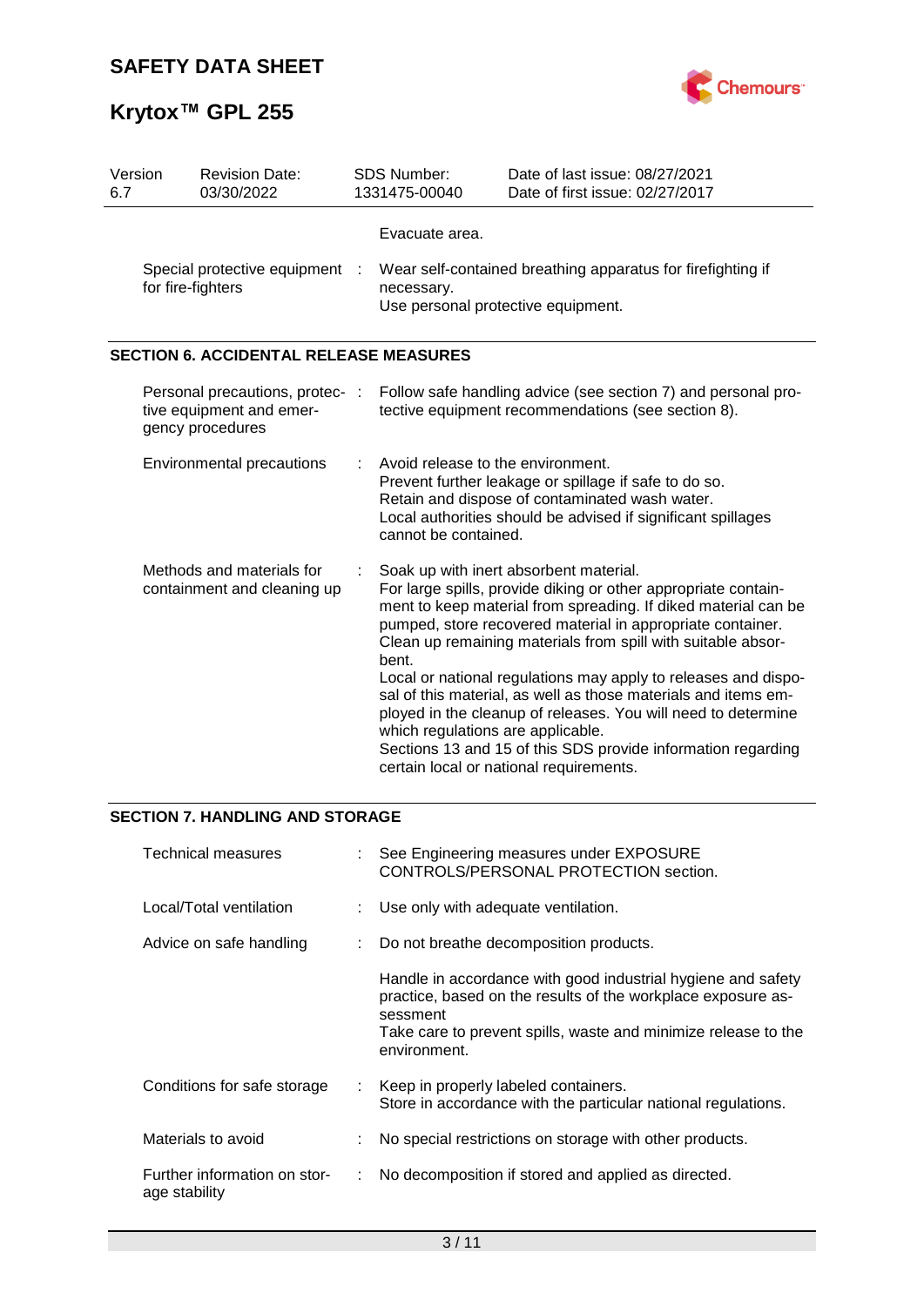| | | |
|---|---|---|
| | | Evacuate area. |
| Special protective equipment for fire-fighters | : | Wear self-contained breathing apparatus for firefighting if necessary. Use personal protective equipment. |

## SECTION 6. ACCIDENTAL RELEASE MEASURES

| | | |
|---|---|---|
| Personal precautions, protective equipment and emergency procedures | : | Follow safe handling advice (see section 7) and personal protective equipment recommendations (see section 8). |
| Environmental precautions | : | Avoid release to the environment.<br>Prevent further leakage or spillage if safe to do so.<br>Retain and dispose of contaminated wash water.<br>Local authorities should be advised if significant spillages cannot be contained. |
| Methods and materials for containment and cleaning up | : | Soak up with inert absorbent material.<br>For large spills, provide diking or other appropriate containment to keep material from spreading. If diked material can be pumped, store recovered material in appropriate container.<br>Clean up remaining materials from spill with suitable absorbent.<br>Local or national regulations may apply to releases and disposal of this material, as well as those materials and items employed in the cleanup of releases. You will need to determine which regulations are applicable.<br>Sections 13 and 15 of this SDS provide information regarding certain local or national requirements. |

## SECTION 7. HANDLING AND STORAGE

| | | |
|---|---|---|
| Technical measures | : | See Engineering measures under EXPOSURE CONTROLS/PERSONAL PROTECTION section. |
| Local/Total ventilation | : | Use only with adequate ventilation. |
| Advice on safe handling | : | Do not breathe decomposition products.<br><br>Handle in accordance with good industrial hygiene and safety practice, based on the results of the workplace exposure assessment<br>Take care to prevent spills, waste and minimize release to the environment. |
| Conditions for safe storage | : | Keep in properly labeled containers.<br>Store in accordance with the particular national regulations. |
| Materials to avoid | : | No special restrictions on storage with other products. |
| Further information on storage stability | : | No decomposition if stored and applied as directed. |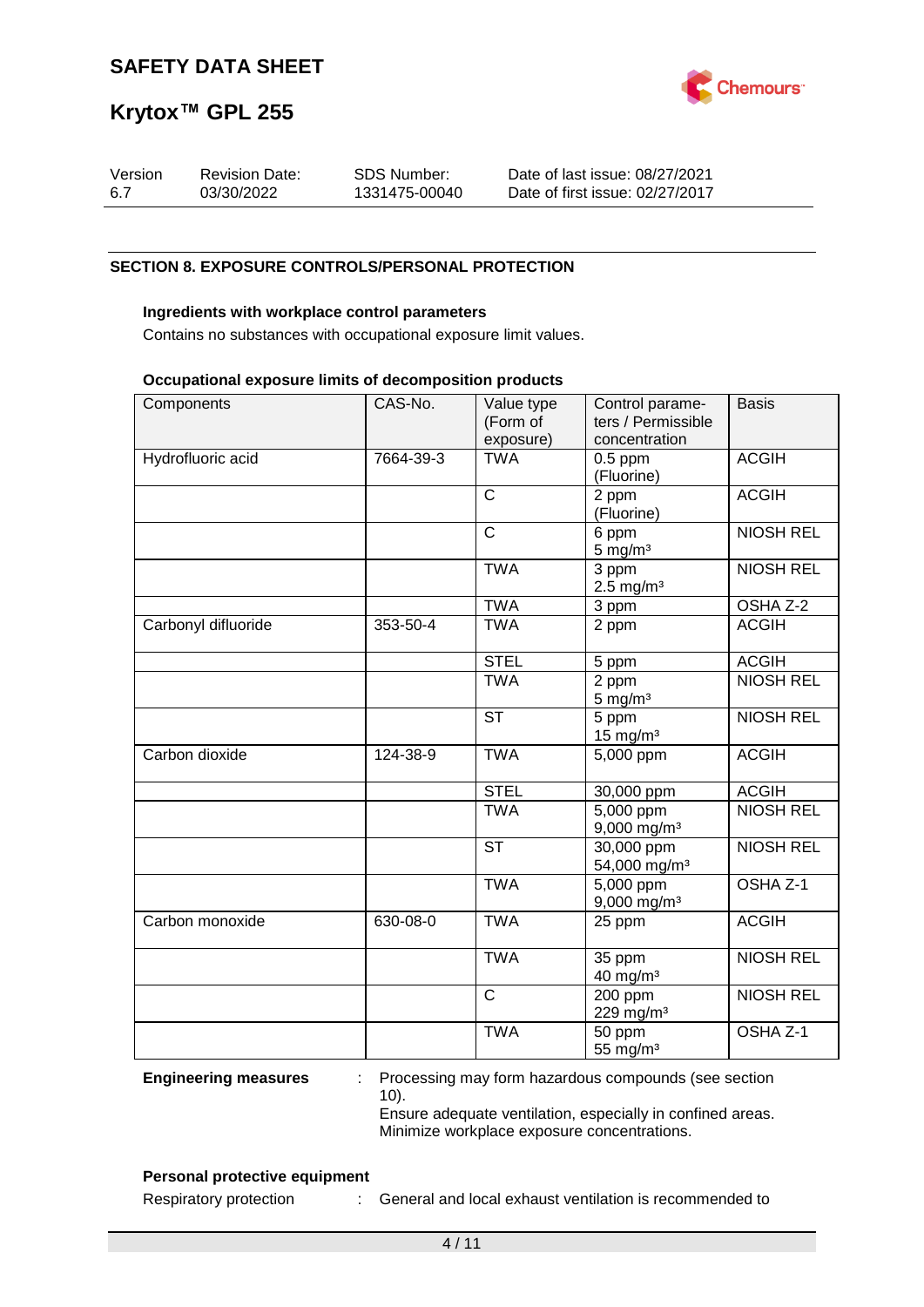## SECTION 8. EXPOSURE CONTROLS/PERSONAL PROTECTION

**Ingredients with workplace control parameters**

Contains no substances with occupational exposure limit values.

**Occupational exposure limits of decomposition products**

| Components | CAS-No. | Value type (Form of exposure) | Control parameters / Permissible concentration | Basis |
|---|---|---|---|---|
| Hydrofluoric acid | 7664-39-3 | TWA | 0.5 ppm (Fluorine) | ACGIH |
| | | C | 2 ppm (Fluorine) | ACGIH |
| | | C | 6 ppm 5 mg/m³ | NIOSH REL |
| | | TWA | 3 ppm 2.5 mg/m³ | NIOSH REL |
| | | TWA | 3 ppm | OSHA Z-2 |
| Carbonyl difluoride | 353-50-4 | TWA | 2 ppm | ACGIH |
| | | STEL | 5 ppm | ACGIH |
| | | TWA | 2 ppm 5 mg/m³ | NIOSH REL |
| | | ST | 5 ppm 15 mg/m³ | NIOSH REL |
| Carbon dioxide | 124-38-9 | TWA | 5,000 ppm | ACGIH |
| | | STEL | 30,000 ppm | ACGIH |
| | | TWA | 5,000 ppm 9,000 mg/m³ | NIOSH REL |
| | | ST | 30,000 ppm 54,000 mg/m³ | NIOSH REL |
| | | TWA | 5,000 ppm 9,000 mg/m³ | OSHA Z-1 |
| Carbon monoxide | 630-08-0 | TWA | 25 ppm | ACGIH |
| | | TWA | 35 ppm 40 mg/m³ | NIOSH REL |
| | | C | 200 ppm 229 mg/m³ | NIOSH REL |
| | | TWA | 50 ppm 55 mg/m³ | OSHA Z-1 |

**Engineering measures** : Processing may form hazardous compounds (see section 10).
Ensure adequate ventilation, especially in confined areas.
Minimize workplace exposure concentrations.

**Personal protective equipment**

Respiratory protection : General and local exhaust ventilation is recommended to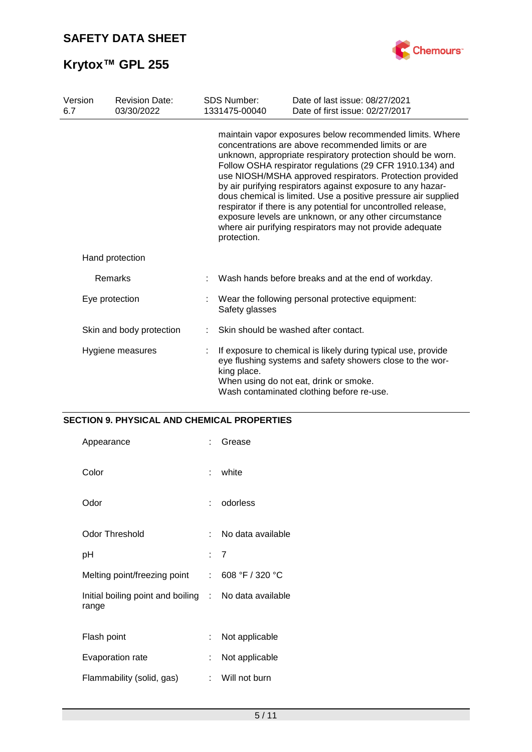maintain vapor exposures below recommended limits. Where concentrations are above recommended limits or are unknown, appropriate respiratory protection should be worn. Follow OSHA respirator regulations (29 CFR 1910.134) and use NIOSH/MSHA approved respirators. Protection provided by air purifying respirators against exposure to any hazardous chemical is limited. Use a positive pressure air supplied respirator if there is any potential for uncontrolled release, exposure levels are unknown, or any other circumstance where air purifying respirators may not provide adequate protection.

Hand protection

| | | |
|---|---|---|
| Remarks | : | Wash hands before breaks and at the end of workday. |
| Eye protection | : | Wear the following personal protective equipment: Safety glasses |
| Skin and body protection | : | Skin should be washed after contact. |
| Hygiene measures | : | If exposure to chemical is likely during typical use, provide eye flushing systems and safety showers close to the working place. When using do not eat, drink or smoke. Wash contaminated clothing before re-use. |

## SECTION 9. PHYSICAL AND CHEMICAL PROPERTIES

| | | |
|---|---|---|
| Appearance | : | Grease |
| Color | : | white |
| Odor | : | odorless |
| Odor Threshold | : | No data available |
| pH | : | 7 |
| Melting point/freezing point | : | 608 °F / 320 °C |
| Initial boiling point and boiling range | : | No data available |
| Flash point | : | Not applicable |
| Evaporation rate | : | Not applicable |
| Flammability (solid, gas) | : | Will not burn |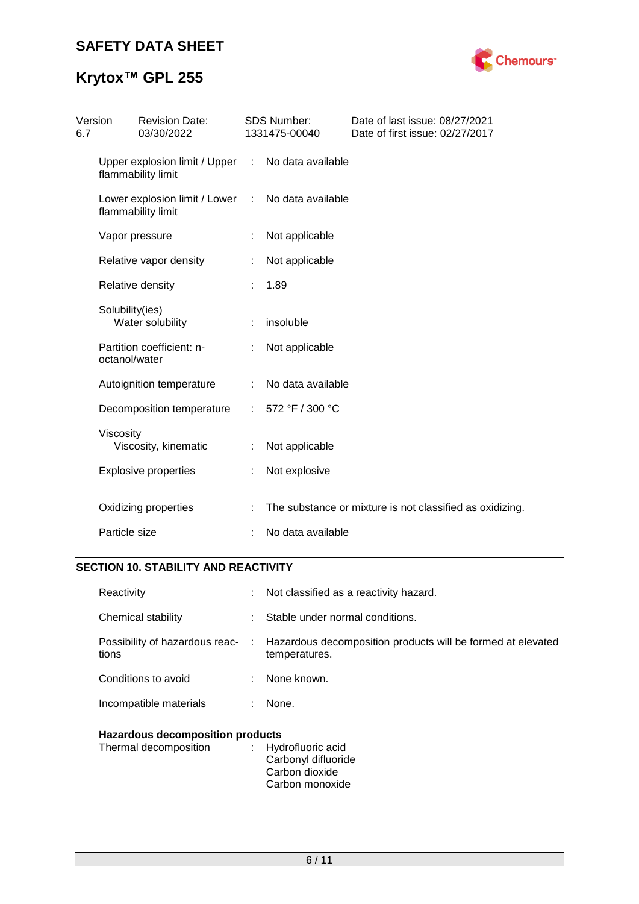| | | |
|---|---|---|
| Upper explosion limit / Upper flammability limit | : | No data available |
| Lower explosion limit / Lower flammability limit | : | No data available |
| Vapor pressure | : | Not applicable |
| Relative vapor density | : | Not applicable |
| Relative density | : | 1.89 |
| Solubility(ies)<br>Water solubility | : | insoluble |
| Partition coefficient: n-octanol/water | : | Not applicable |
| Autoignition temperature | : | No data available |
| Decomposition temperature | : | 572 °F / 300 °C |
| Viscosity<br>Viscosity, kinematic | : | Not applicable |
| Explosive properties | : | Not explosive |
| Oxidizing properties | : | The substance or mixture is not classified as oxidizing. |
| Particle size | : | No data available |

## SECTION 10. STABILITY AND REACTIVITY

| | | |
|---|---|---|
| Reactivity | : | Not classified as a reactivity hazard. |
| Chemical stability | : | Stable under normal conditions. |
| Possibility of hazardous reactions | : | Hazardous decomposition products will be formed at elevated temperatures. |
| Conditions to avoid | : | None known. |
| Incompatible materials | : | None. |

**Hazardous decomposition products**

| | | |
|---|---|---|
| Thermal decomposition | : | Hydrofluoric acid<br>Carbonyl difluoride<br>Carbon dioxide<br>Carbon monoxide |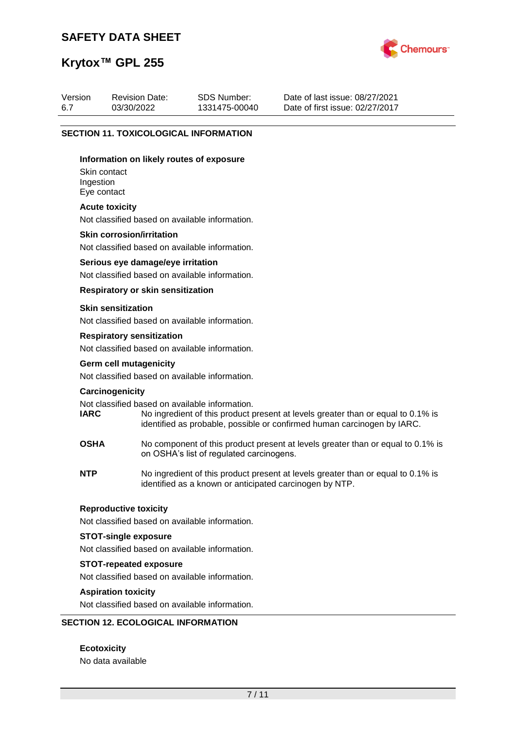## SECTION 11. TOXICOLOGICAL INFORMATION

### Information on likely routes of exposure

Skin contact
Ingestion
Eye contact

### Acute toxicity

Not classified based on available information.

### Skin corrosion/irritation

Not classified based on available information.

### Serious eye damage/eye irritation

Not classified based on available information.

### Respiratory or skin sensitization

#### Skin sensitization

Not classified based on available information.

#### Respiratory sensitization

Not classified based on available information.

### Germ cell mutagenicity

Not classified based on available information.

### Carcinogenicity

Not classified based on available information.

| | |
|---|---|
| **IARC** | No ingredient of this product present at levels greater than or equal to 0.1% is identified as probable, possible or confirmed human carcinogen by IARC. |
| **OSHA** | No component of this product present at levels greater than or equal to 0.1% is on OSHA's list of regulated carcinogens. |
| **NTP** | No ingredient of this product present at levels greater than or equal to 0.1% is identified as a known or anticipated carcinogen by NTP. |

### Reproductive toxicity

Not classified based on available information.

### STOT-single exposure

Not classified based on available information.

### STOT-repeated exposure

Not classified based on available information.

### Aspiration toxicity

Not classified based on available information.

## SECTION 12. ECOLOGICAL INFORMATION

### Ecotoxicity

No data available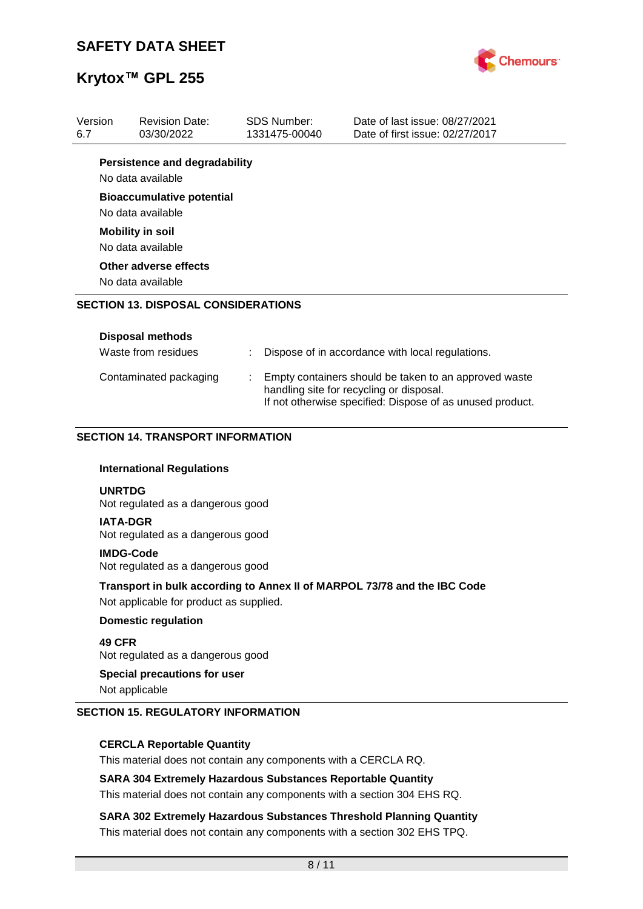**Persistence and degradability**

No data available

**Bioaccumulative potential**

No data available

**Mobility in soil**

No data available

**Other adverse effects**

No data available

## SECTION 13. DISPOSAL CONSIDERATIONS

**Disposal methods**

| | | |
|---|---|---|
| Waste from residues | : | Dispose of in accordance with local regulations. |
| Contaminated packaging | : | Empty containers should be taken to an approved waste handling site for recycling or disposal. If not otherwise specified: Dispose of as unused product. |

## SECTION 14. TRANSPORT INFORMATION

**International Regulations**

**UNRTDG**
Not regulated as a dangerous good

**IATA-DGR**
Not regulated as a dangerous good

**IMDG-Code**
Not regulated as a dangerous good

**Transport in bulk according to Annex II of MARPOL 73/78 and the IBC Code**

Not applicable for product as supplied.

**Domestic regulation**

**49 CFR**
Not regulated as a dangerous good

**Special precautions for user**

Not applicable

## SECTION 15. REGULATORY INFORMATION

**CERCLA Reportable Quantity**

This material does not contain any components with a CERCLA RQ.

**SARA 304 Extremely Hazardous Substances Reportable Quantity**

This material does not contain any components with a section 304 EHS RQ.

**SARA 302 Extremely Hazardous Substances Threshold Planning Quantity**

This material does not contain any components with a section 302 EHS TPQ.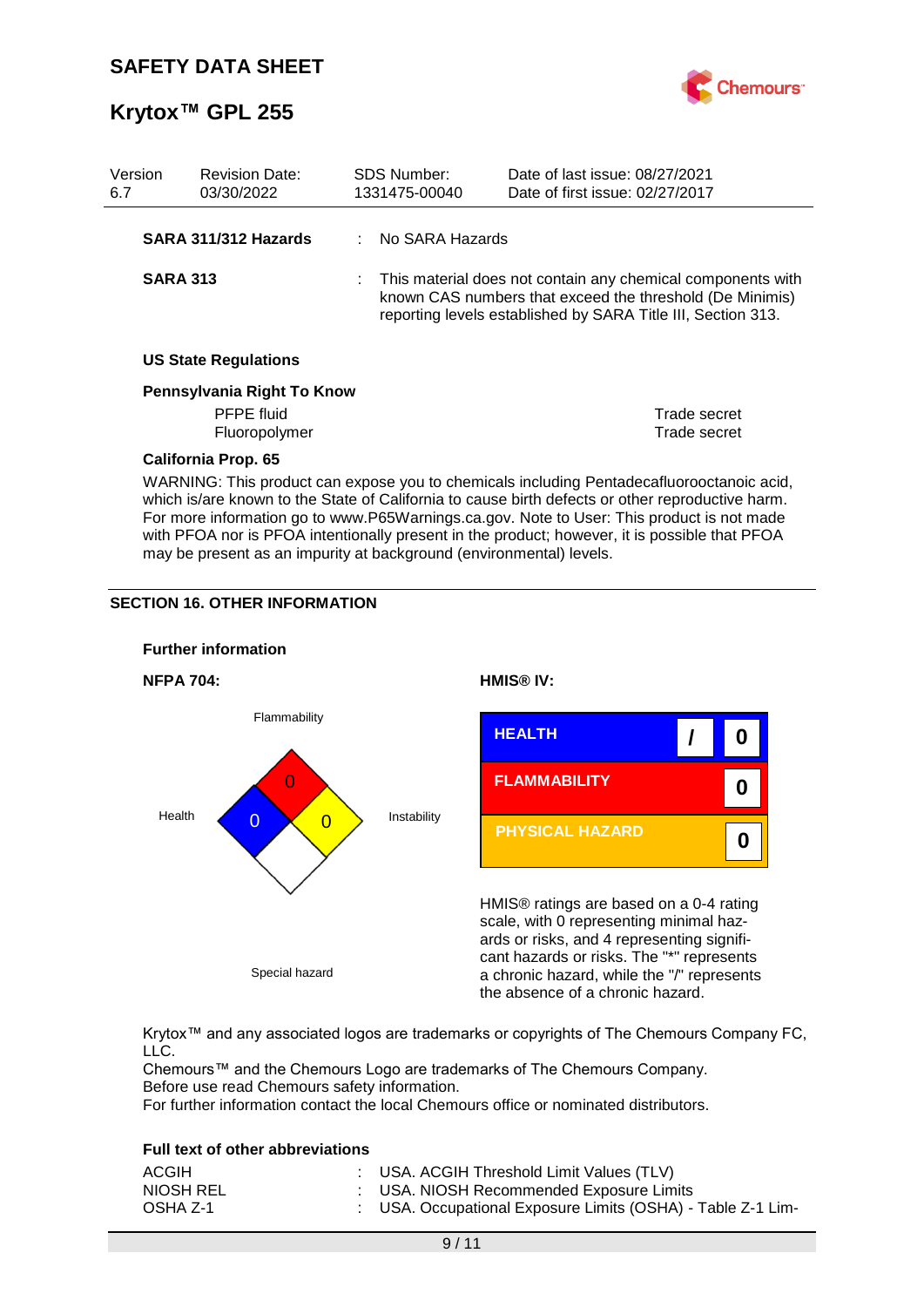| Version 6.7 | Revision Date: 03/30/2022 | SDS Number: 1331475-00040 | Date of last issue: 08/27/2021<br>Date of first issue: 02/27/2017 |
|---|---|---|---|

**SARA 311/312 Hazards** : No SARA Hazards

**SARA 313** : This material does not contain any chemical components with known CAS numbers that exceed the threshold (De Minimis) reporting levels established by SARA Title III, Section 313.

**US State Regulations**

**Pennsylvania Right To Know**

| | |
|---|---|
| PFPE fluid | Trade secret |
| Fluoropolymer | Trade secret |

**California Prop. 65**

WARNING: This product can expose you to chemicals including Pentadecafluorooctanoic acid, which is/are known to the State of California to cause birth defects or other reproductive harm. For more information go to www.P65Warnings.ca.gov. Note to User: This product is not made with PFOA nor is PFOA intentionally present in the product; however, it is possible that PFOA may be present as an impurity at background (environmental) levels.

## SECTION 16. OTHER INFORMATION

**Further information**

**NFPA 704:**

| | |
|---|---|
| Flammability | 0 |
| Health | 0 |
| Instability | 0 |
| Special hazard | |

**HMIS® IV:**

| | | |
|---|---|---|
| HEALTH | / | 0 |
| FLAMMABILITY | | 0 |
| PHYSICAL HAZARD | | 0 |

HMIS® ratings are based on a 0-4 rating scale, with 0 representing minimal hazards or risks, and 4 representing significant hazards or risks. The "*" represents a chronic hazard, while the "/" represents the absence of a chronic hazard.

Krytox™ and any associated logos are trademarks or copyrights of The Chemours Company FC, LLC.
Chemours™ and the Chemours Logo are trademarks of The Chemours Company.
Before use read Chemours safety information.
For further information contact the local Chemours office or nominated distributors.

**Full text of other abbreviations**

| | |
|---|---|
| ACGIH | : USA. ACGIH Threshold Limit Values (TLV) |
| NIOSH REL | : USA. NIOSH Recommended Exposure Limits |
| OSHA Z-1 | : USA. Occupational Exposure Limits (OSHA) - Table Z-1 Lim- |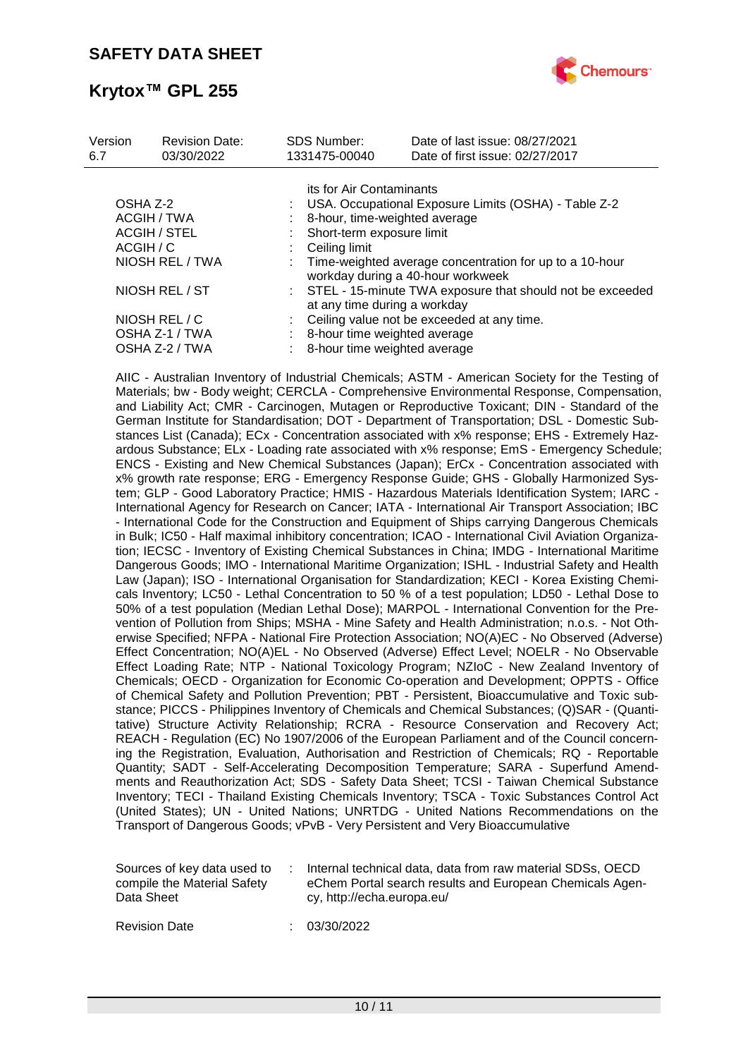its for Air Contaminants

| | | |
|---|---|---|
| OSHA Z-2 | : | USA. Occupational Exposure Limits (OSHA) - Table Z-2 |
| ACGIH / TWA | : | 8-hour, time-weighted average |
| ACGIH / STEL | : | Short-term exposure limit |
| ACGIH / C | : | Ceiling limit |
| NIOSH REL / TWA | : | Time-weighted average concentration for up to a 10-hour workday during a 40-hour workweek |
| NIOSH REL / ST | : | STEL - 15-minute TWA exposure that should not be exceeded at any time during a workday |
| NIOSH REL / C | : | Ceiling value not be exceeded at any time. |
| OSHA Z-1 / TWA | : | 8-hour time weighted average |
| OSHA Z-2 / TWA | : | 8-hour time weighted average |

AIIC - Australian Inventory of Industrial Chemicals; ASTM - American Society for the Testing of Materials; bw - Body weight; CERCLA - Comprehensive Environmental Response, Compensation, and Liability Act; CMR - Carcinogen, Mutagen or Reproductive Toxicant; DIN - Standard of the German Institute for Standardisation; DOT - Department of Transportation; DSL - Domestic Substances List (Canada); ECx - Concentration associated with x% response; EHS - Extremely Hazardous Substance; ELx - Loading rate associated with x% response; EmS - Emergency Schedule; ENCS - Existing and New Chemical Substances (Japan); ErCx - Concentration associated with x% growth rate response; ERG - Emergency Response Guide; GHS - Globally Harmonized System; GLP - Good Laboratory Practice; HMIS - Hazardous Materials Identification System; IARC - International Agency for Research on Cancer; IATA - International Air Transport Association; IBC - International Code for the Construction and Equipment of Ships carrying Dangerous Chemicals in Bulk; IC50 - Half maximal inhibitory concentration; ICAO - International Civil Aviation Organization; IECSC - Inventory of Existing Chemical Substances in China; IMDG - International Maritime Dangerous Goods; IMO - International Maritime Organization; ISHL - Industrial Safety and Health Law (Japan); ISO - International Organisation for Standardization; KECI - Korea Existing Chemicals Inventory; LC50 - Lethal Concentration to 50 % of a test population; LD50 - Lethal Dose to 50% of a test population (Median Lethal Dose); MARPOL - International Convention for the Prevention of Pollution from Ships; MSHA - Mine Safety and Health Administration; n.o.s. - Not Otherwise Specified; NFPA - National Fire Protection Association; NO(A)EC - No Observed (Adverse) Effect Concentration; NO(A)EL - No Observed (Adverse) Effect Level; NOELR - No Observable Effect Loading Rate; NTP - National Toxicology Program; NZIoC - New Zealand Inventory of Chemicals; OECD - Organization for Economic Co-operation and Development; OPPTS - Office of Chemical Safety and Pollution Prevention; PBT - Persistent, Bioaccumulative and Toxic substance; PICCS - Philippines Inventory of Chemicals and Chemical Substances; (Q)SAR - (Quantitative) Structure Activity Relationship; RCRA - Resource Conservation and Recovery Act; REACH - Regulation (EC) No 1907/2006 of the European Parliament and of the Council concerning the Registration, Evaluation, Authorisation and Restriction of Chemicals; RQ - Reportable Quantity; SADT - Self-Accelerating Decomposition Temperature; SARA - Superfund Amendments and Reauthorization Act; SDS - Safety Data Sheet; TCSI - Taiwan Chemical Substance Inventory; TECI - Thailand Existing Chemicals Inventory; TSCA - Toxic Substances Control Act (United States); UN - United Nations; UNRTDG - United Nations Recommendations on the Transport of Dangerous Goods; vPvB - Very Persistent and Very Bioaccumulative

| | | |
|---|---|---|
| Sources of key data used to compile the Material Safety Data Sheet | : | Internal technical data, data from raw material SDSs, OECD eChem Portal search results and European Chemicals Agency, http://echa.europa.eu/ |
| Revision Date | : | 03/30/2022 |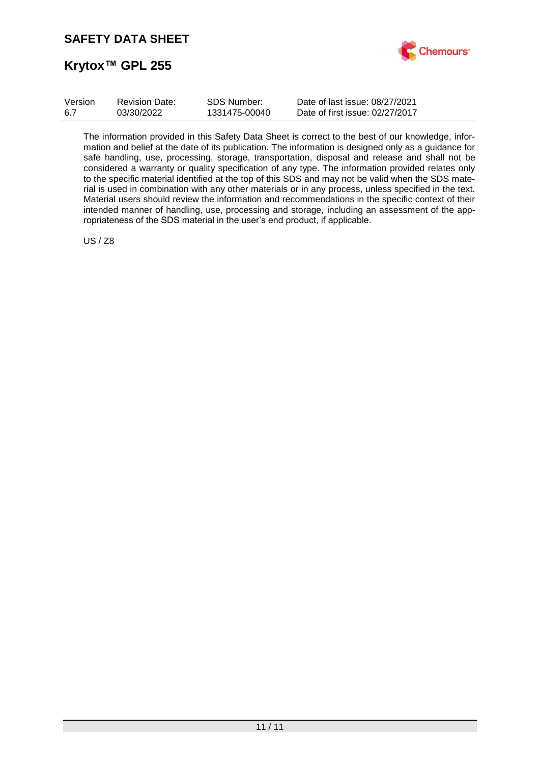The information provided in this Safety Data Sheet is correct to the best of our knowledge, information and belief at the date of its publication. The information is designed only as a guidance for safe handling, use, processing, storage, transportation, disposal and release and shall not be considered a warranty or quality specification of any type. The information provided relates only to the specific material identified at the top of this SDS and may not be valid when the SDS material is used in combination with any other materials or in any process, unless specified in the text. Material users should review the information and recommendations in the specific context of their intended manner of handling, use, processing and storage, including an assessment of the appropriateness of the SDS material in the user's end product, if applicable.

US / Z8